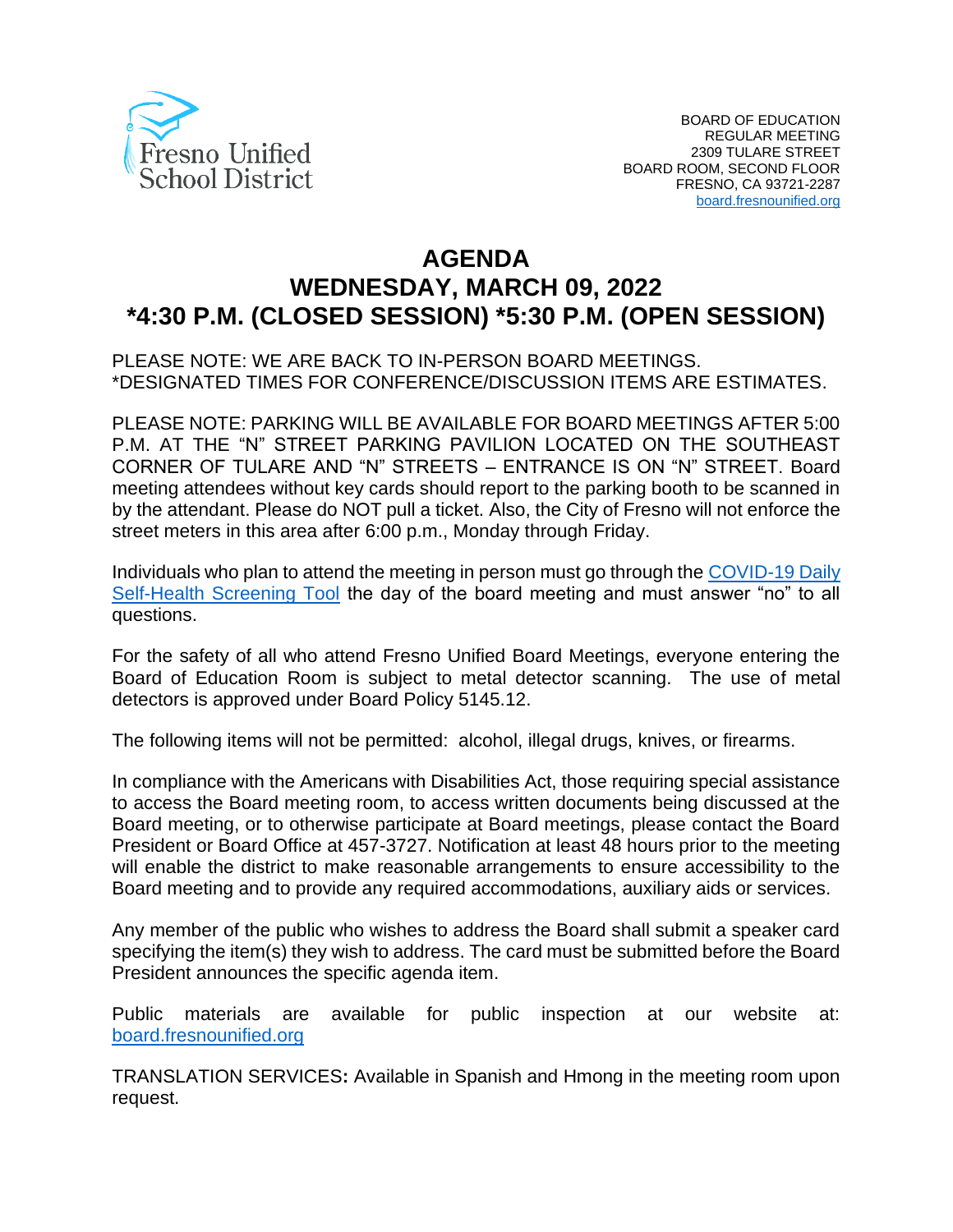Fresno Unified School District

BOARD OF EDUCATION
REGULAR MEETING
2309 TULARE STREET
BOARD ROOM, SECOND FLOOR
FRESNO, CA 93721-2287
[board.fresnounified.org](board.fresnounified.org)

# AGENDA
# WEDNESDAY, MARCH 09, 2022
# *4:30 P.M. (CLOSED SESSION) *5:30 P.M. (OPEN SESSION)

PLEASE NOTE: WE ARE BACK TO IN-PERSON BOARD MEETINGS.
*DESIGNATED TIMES FOR CONFERENCE/DISCUSSION ITEMS ARE ESTIMATES.

PLEASE NOTE: PARKING WILL BE AVAILABLE FOR BOARD MEETINGS AFTER 5:00 P.M. AT THE "N" STREET PARKING PAVILION LOCATED ON THE SOUTHEAST CORNER OF TULARE AND "N" STREETS – ENTRANCE IS ON "N" STREET. Board meeting attendees without key cards should report to the parking booth to be scanned in by the attendant. Please do NOT pull a ticket. Also, the City of Fresno will not enforce the street meters in this area after 6:00 p.m., Monday through Friday.

Individuals who plan to attend the meeting in person must go through the COVID-19 Daily Self-Health Screening Tool the day of the board meeting and must answer "no" to all questions.

For the safety of all who attend Fresno Unified Board Meetings, everyone entering the Board of Education Room is subject to metal detector scanning. The use of metal detectors is approved under Board Policy 5145.12.

The following items will not be permitted: alcohol, illegal drugs, knives, or firearms.

In compliance with the Americans with Disabilities Act, those requiring special assistance to access the Board meeting room, to access written documents being discussed at the Board meeting, or to otherwise participate at Board meetings, please contact the Board President or Board Office at 457-3727. Notification at least 48 hours prior to the meeting will enable the district to make reasonable arrangements to ensure accessibility to the Board meeting and to provide any required accommodations, auxiliary aids or services.

Any member of the public who wishes to address the Board shall submit a speaker card specifying the item(s) they wish to address. The card must be submitted before the Board President announces the specific agenda item.

Public materials are available for public inspection at our website at: [board.fresnounified.org](board.fresnounified.org)

TRANSLATION SERVICES**:** Available in Spanish and Hmong in the meeting room upon request.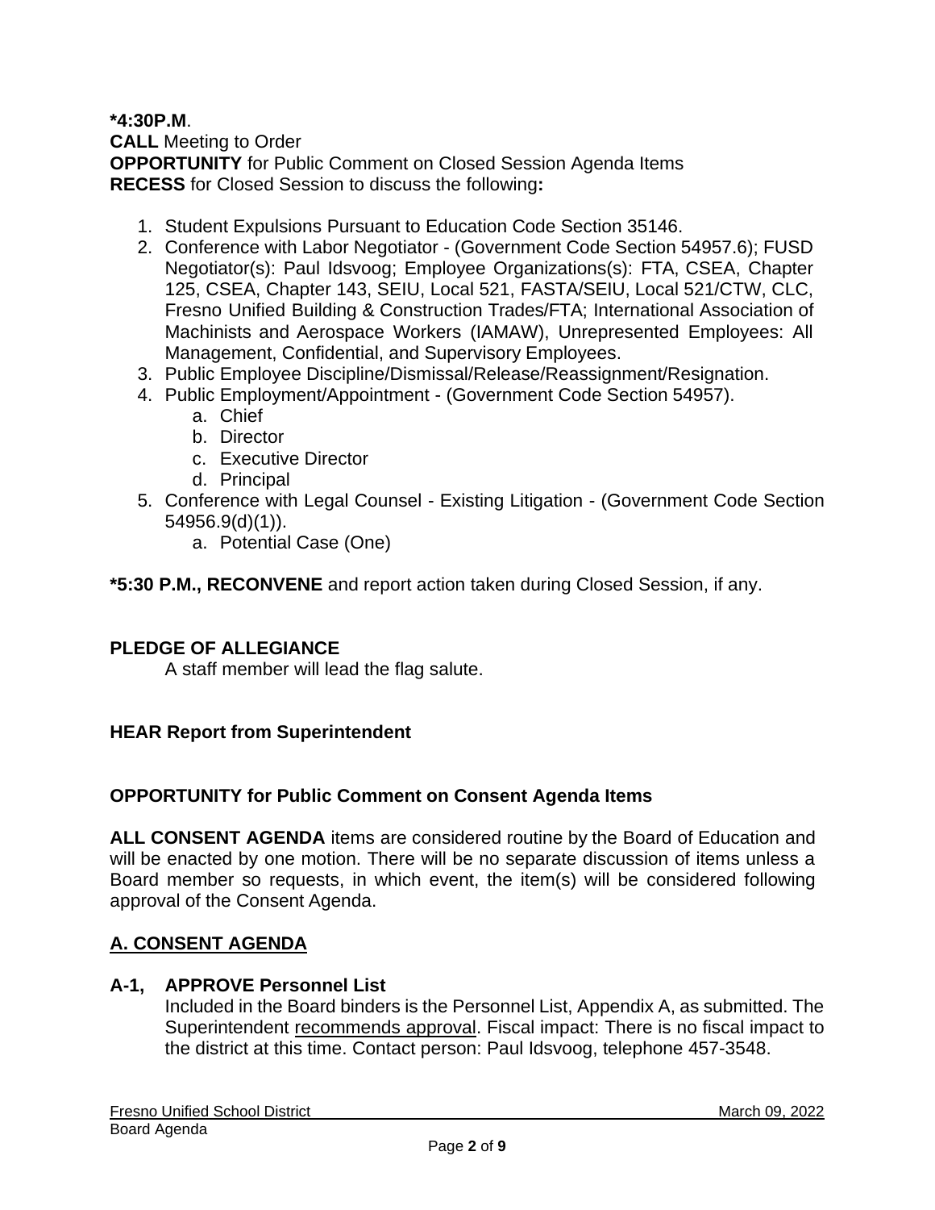**\*4:30P.M**.
**CALL** Meeting to Order
**OPPORTUNITY** for Public Comment on Closed Session Agenda Items
**RECESS** for Closed Session to discuss the following**:**

1. Student Expulsions Pursuant to Education Code Section 35146.
2. Conference with Labor Negotiator - (Government Code Section 54957.6); FUSD Negotiator(s): Paul Idsvoog; Employee Organizations(s): FTA, CSEA, Chapter 125, CSEA, Chapter 143, SEIU, Local 521, FASTA/SEIU, Local 521/CTW, CLC, Fresno Unified Building & Construction Trades/FTA; International Association of Machinists and Aerospace Workers (IAMAW), Unrepresented Employees: All Management, Confidential, and Supervisory Employees.
3. Public Employee Discipline/Dismissal/Release/Reassignment/Resignation.
4. Public Employment/Appointment - (Government Code Section 54957).
    a. Chief
    b. Director
    c. Executive Director
    d. Principal
5. Conference with Legal Counsel - Existing Litigation - (Government Code Section 54956.9(d)(1)).
    a. Potential Case (One)

**\*5:30 P.M., RECONVENE** and report action taken during Closed Session, if any.

**PLEDGE OF ALLEGIANCE**
A staff member will lead the flag salute.

**HEAR Report from Superintendent**

**OPPORTUNITY for Public Comment on Consent Agenda Items**

**ALL CONSENT AGENDA** items are considered routine by the Board of Education and will be enacted by one motion. There will be no separate discussion of items unless a Board member so requests, in which event, the item(s) will be considered following approval of the Consent Agenda.

## A. CONSENT AGENDA

**A-1, APPROVE Personnel List**
Included in the Board binders is the Personnel List, Appendix A, as submitted. The Superintendent recommends approval. Fiscal impact: There is no fiscal impact to the district at this time. Contact person: Paul Idsvoog, telephone 457-3548.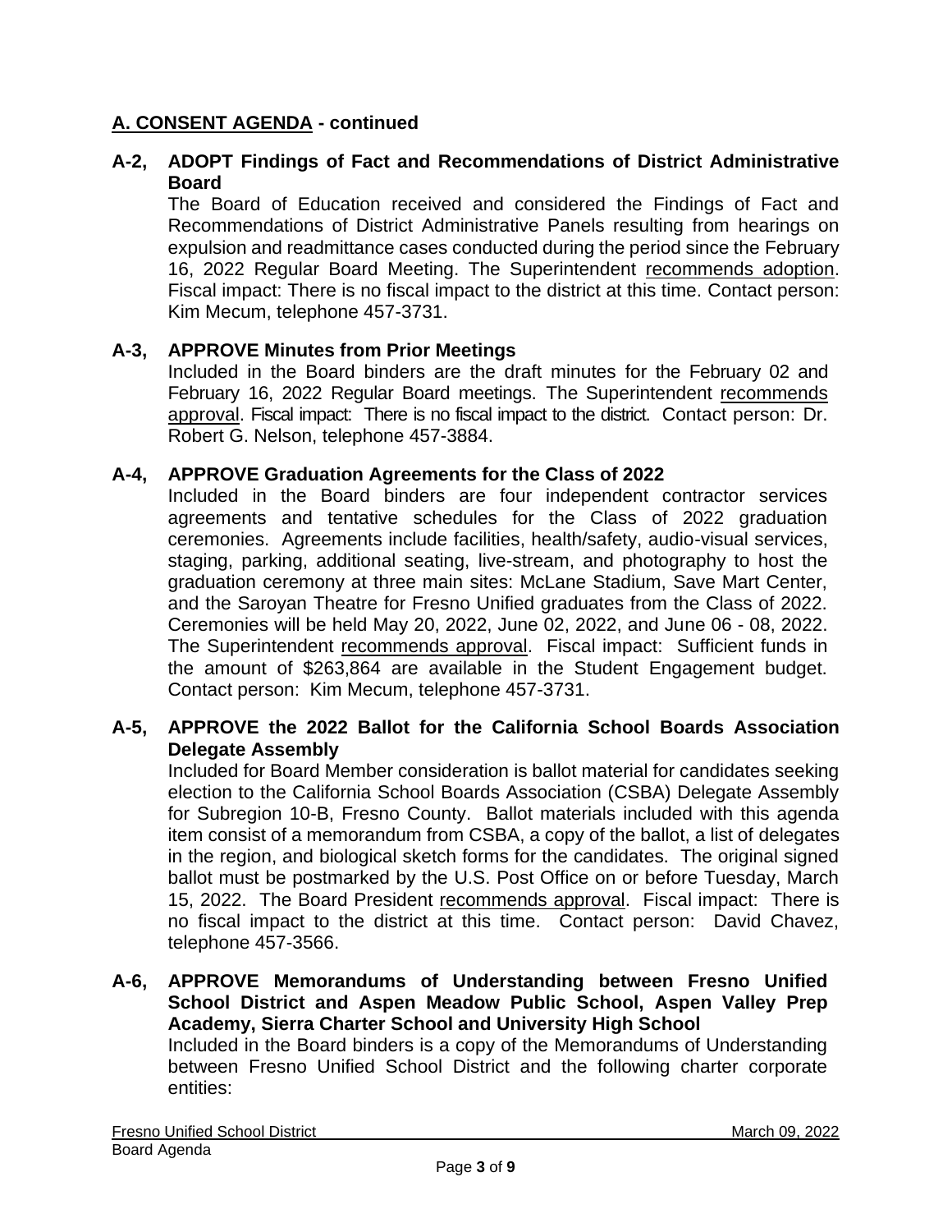## A. CONSENT AGENDA - continued

**A-2, ADOPT Findings of Fact and Recommendations of District Administrative Board**

The Board of Education received and considered the Findings of Fact and Recommendations of District Administrative Panels resulting from hearings on expulsion and readmittance cases conducted during the period since the February 16, 2022 Regular Board Meeting. The Superintendent recommends adoption. Fiscal impact: There is no fiscal impact to the district at this time. Contact person: Kim Mecum, telephone 457-3731.

**A-3, APPROVE Minutes from Prior Meetings**

Included in the Board binders are the draft minutes for the February 02 and February 16, 2022 Regular Board meetings. The Superintendent recommends approval. Fiscal impact: There is no fiscal impact to the district. Contact person: Dr. Robert G. Nelson, telephone 457-3884.

**A-4, APPROVE Graduation Agreements for the Class of 2022**

Included in the Board binders are four independent contractor services agreements and tentative schedules for the Class of 2022 graduation ceremonies. Agreements include facilities, health/safety, audio-visual services, staging, parking, additional seating, live-stream, and photography to host the graduation ceremony at three main sites: McLane Stadium, Save Mart Center, and the Saroyan Theatre for Fresno Unified graduates from the Class of 2022. Ceremonies will be held May 20, 2022, June 02, 2022, and June 06 - 08, 2022. The Superintendent recommends approval. Fiscal impact: Sufficient funds in the amount of $263,864 are available in the Student Engagement budget. Contact person: Kim Mecum, telephone 457-3731.

**A-5, APPROVE the 2022 Ballot for the California School Boards Association Delegate Assembly**

Included for Board Member consideration is ballot material for candidates seeking election to the California School Boards Association (CSBA) Delegate Assembly for Subregion 10-B, Fresno County. Ballot materials included with this agenda item consist of a memorandum from CSBA, a copy of the ballot, a list of delegates in the region, and biological sketch forms for the candidates. The original signed ballot must be postmarked by the U.S. Post Office on or before Tuesday, March 15, 2022. The Board President recommends approval. Fiscal impact: There is no fiscal impact to the district at this time. Contact person: David Chavez, telephone 457-3566.

**A-6, APPROVE Memorandums of Understanding between Fresno Unified School District and Aspen Meadow Public School, Aspen Valley Prep Academy, Sierra Charter School and University High School**

Included in the Board binders is a copy of the Memorandums of Understanding between Fresno Unified School District and the following charter corporate entities: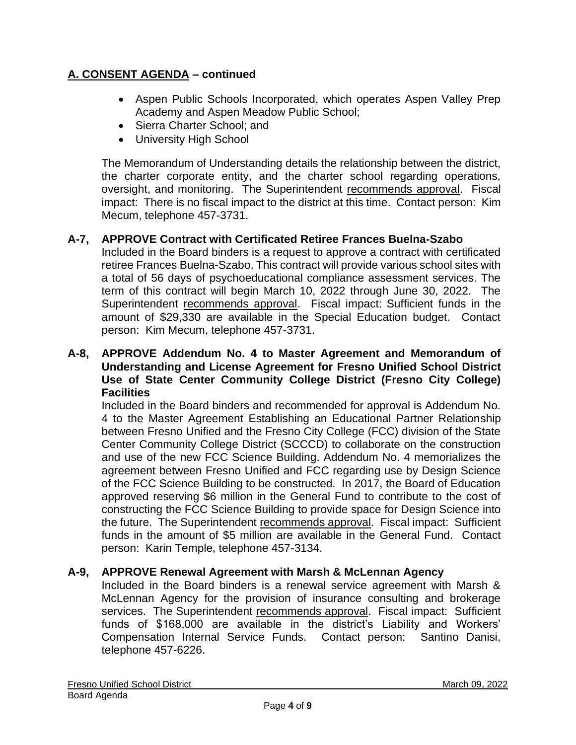## A. CONSENT AGENDA – continued

- Aspen Public Schools Incorporated, which operates Aspen Valley Prep Academy and Aspen Meadow Public School;
- Sierra Charter School; and
- University High School

The Memorandum of Understanding details the relationship between the district, the charter corporate entity, and the charter school regarding operations, oversight, and monitoring. The Superintendent recommends approval. Fiscal impact: There is no fiscal impact to the district at this time. Contact person: Kim Mecum, telephone 457-3731.

**A-7, APPROVE Contract with Certificated Retiree Frances Buelna-Szabo**

Included in the Board binders is a request to approve a contract with certificated retiree Frances Buelna-Szabo. This contract will provide various school sites with a total of 56 days of psychoeducational compliance assessment services. The term of this contract will begin March 10, 2022 through June 30, 2022. The Superintendent recommends approval. Fiscal impact: Sufficient funds in the amount of $29,330 are available in the Special Education budget. Contact person: Kim Mecum, telephone 457-3731.

**A-8, APPROVE Addendum No. 4 to Master Agreement and Memorandum of Understanding and License Agreement for Fresno Unified School District Use of State Center Community College District (Fresno City College) Facilities**

Included in the Board binders and recommended for approval is Addendum No. 4 to the Master Agreement Establishing an Educational Partner Relationship between Fresno Unified and the Fresno City College (FCC) division of the State Center Community College District (SCCCD) to collaborate on the construction and use of the new FCC Science Building. Addendum No. 4 memorializes the agreement between Fresno Unified and FCC regarding use by Design Science of the FCC Science Building to be constructed. In 2017, the Board of Education approved reserving $6 million in the General Fund to contribute to the cost of constructing the FCC Science Building to provide space for Design Science into the future. The Superintendent recommends approval. Fiscal impact: Sufficient funds in the amount of $5 million are available in the General Fund. Contact person: Karin Temple, telephone 457-3134.

**A-9, APPROVE Renewal Agreement with Marsh & McLennan Agency**

Included in the Board binders is a renewal service agreement with Marsh & McLennan Agency for the provision of insurance consulting and brokerage services. The Superintendent recommends approval. Fiscal impact: Sufficient funds of $168,000 are available in the district's Liability and Workers' Compensation Internal Service Funds. Contact person: Santino Danisi, telephone 457-6226.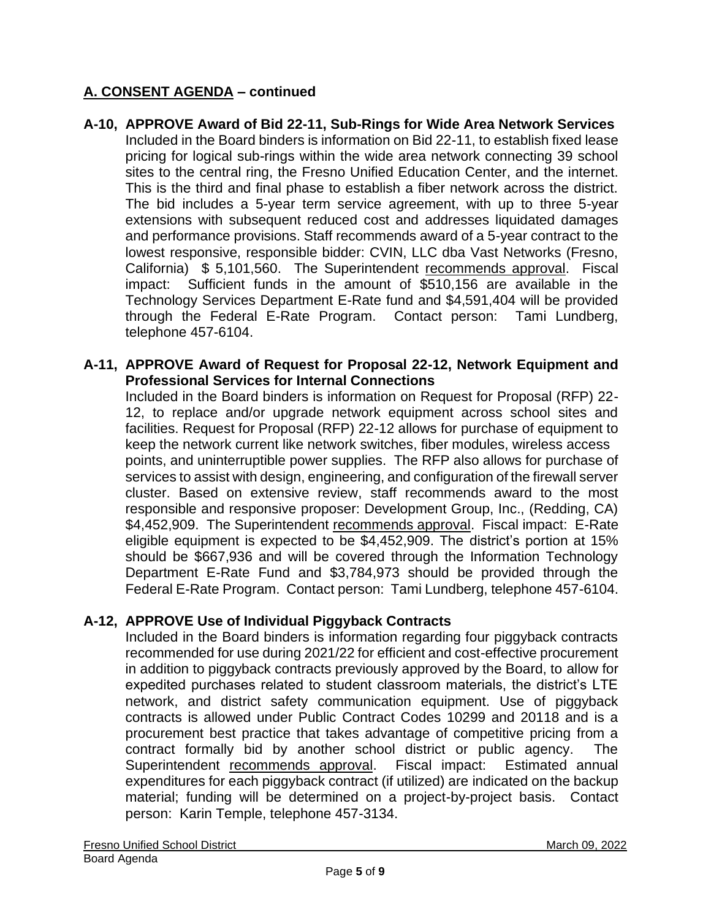## A. CONSENT AGENDA – continued

**A-10, APPROVE Award of Bid 22-11, Sub-Rings for Wide Area Network Services**

Included in the Board binders is information on Bid 22-11, to establish fixed lease pricing for logical sub-rings within the wide area network connecting 39 school sites to the central ring, the Fresno Unified Education Center, and the internet. This is the third and final phase to establish a fiber network across the district. The bid includes a 5-year term service agreement, with up to three 5-year extensions with subsequent reduced cost and addresses liquidated damages and performance provisions. Staff recommends award of a 5-year contract to the lowest responsive, responsible bidder: CVIN, LLC dba Vast Networks (Fresno, California) $ 5,101,560. The Superintendent recommends approval. Fiscal impact: Sufficient funds in the amount of $510,156 are available in the Technology Services Department E-Rate fund and $4,591,404 will be provided through the Federal E-Rate Program. Contact person: Tami Lundberg, telephone 457-6104.

**A-11, APPROVE Award of Request for Proposal 22-12, Network Equipment and Professional Services for Internal Connections**

Included in the Board binders is information on Request for Proposal (RFP) 22-12, to replace and/or upgrade network equipment across school sites and facilities. Request for Proposal (RFP) 22-12 allows for purchase of equipment to keep the network current like network switches, fiber modules, wireless access points, and uninterruptible power supplies. The RFP also allows for purchase of services to assist with design, engineering, and configuration of the firewall server cluster. Based on extensive review, staff recommends award to the most responsible and responsive proposer: Development Group, Inc., (Redding, CA) $4,452,909. The Superintendent recommends approval. Fiscal impact: E-Rate eligible equipment is expected to be $4,452,909. The district's portion at 15% should be $667,936 and will be covered through the Information Technology Department E-Rate Fund and $3,784,973 should be provided through the Federal E-Rate Program. Contact person: Tami Lundberg, telephone 457-6104.

**A-12, APPROVE Use of Individual Piggyback Contracts**

Included in the Board binders is information regarding four piggyback contracts recommended for use during 2021/22 for efficient and cost-effective procurement in addition to piggyback contracts previously approved by the Board, to allow for expedited purchases related to student classroom materials, the district's LTE network, and district safety communication equipment. Use of piggyback contracts is allowed under Public Contract Codes 10299 and 20118 and is a procurement best practice that takes advantage of competitive pricing from a contract formally bid by another school district or public agency. The Superintendent recommends approval. Fiscal impact: Estimated annual expenditures for each piggyback contract (if utilized) are indicated on the backup material; funding will be determined on a project-by-project basis. Contact person: Karin Temple, telephone 457-3134.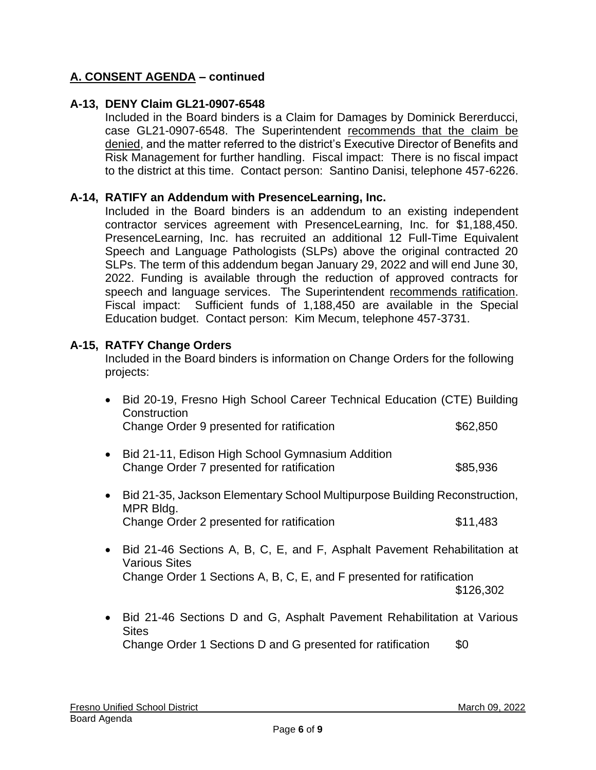## A. CONSENT AGENDA – continued

### A-13, DENY Claim GL21-0907-6548

Included in the Board binders is a Claim for Damages by Dominick Bererducci, case GL21-0907-6548. The Superintendent recommends that the claim be denied, and the matter referred to the district's Executive Director of Benefits and Risk Management for further handling. Fiscal impact: There is no fiscal impact to the district at this time. Contact person: Santino Danisi, telephone 457-6226.

### A-14, RATIFY an Addendum with PresenceLearning, Inc.

Included in the Board binders is an addendum to an existing independent contractor services agreement with PresenceLearning, Inc. for $1,188,450. PresenceLearning, Inc. has recruited an additional 12 Full-Time Equivalent Speech and Language Pathologists (SLPs) above the original contracted 20 SLPs. The term of this addendum began January 29, 2022 and will end June 30, 2022. Funding is available through the reduction of approved contracts for speech and language services. The Superintendent recommends ratification. Fiscal impact: Sufficient funds of 1,188,450 are available in the Special Education budget. Contact person: Kim Mecum, telephone 457-3731.

### A-15, RATFY Change Orders

Included in the Board binders is information on Change Orders for the following projects:

- Bid 20-19, Fresno High School Career Technical Education (CTE) Building Construction
  Change Order 9 presented for ratification $62,850

- Bid 21-11, Edison High School Gymnasium Addition
  Change Order 7 presented for ratification $85,936

- Bid 21-35, Jackson Elementary School Multipurpose Building Reconstruction, MPR Bldg.
  Change Order 2 presented for ratification $11,483

- Bid 21-46 Sections A, B, C, E, and F, Asphalt Pavement Rehabilitation at Various Sites
  Change Order 1 Sections A, B, C, E, and F presented for ratification $126,302

- Bid 21-46 Sections D and G, Asphalt Pavement Rehabilitation at Various Sites
  Change Order 1 Sections D and G presented for ratification $0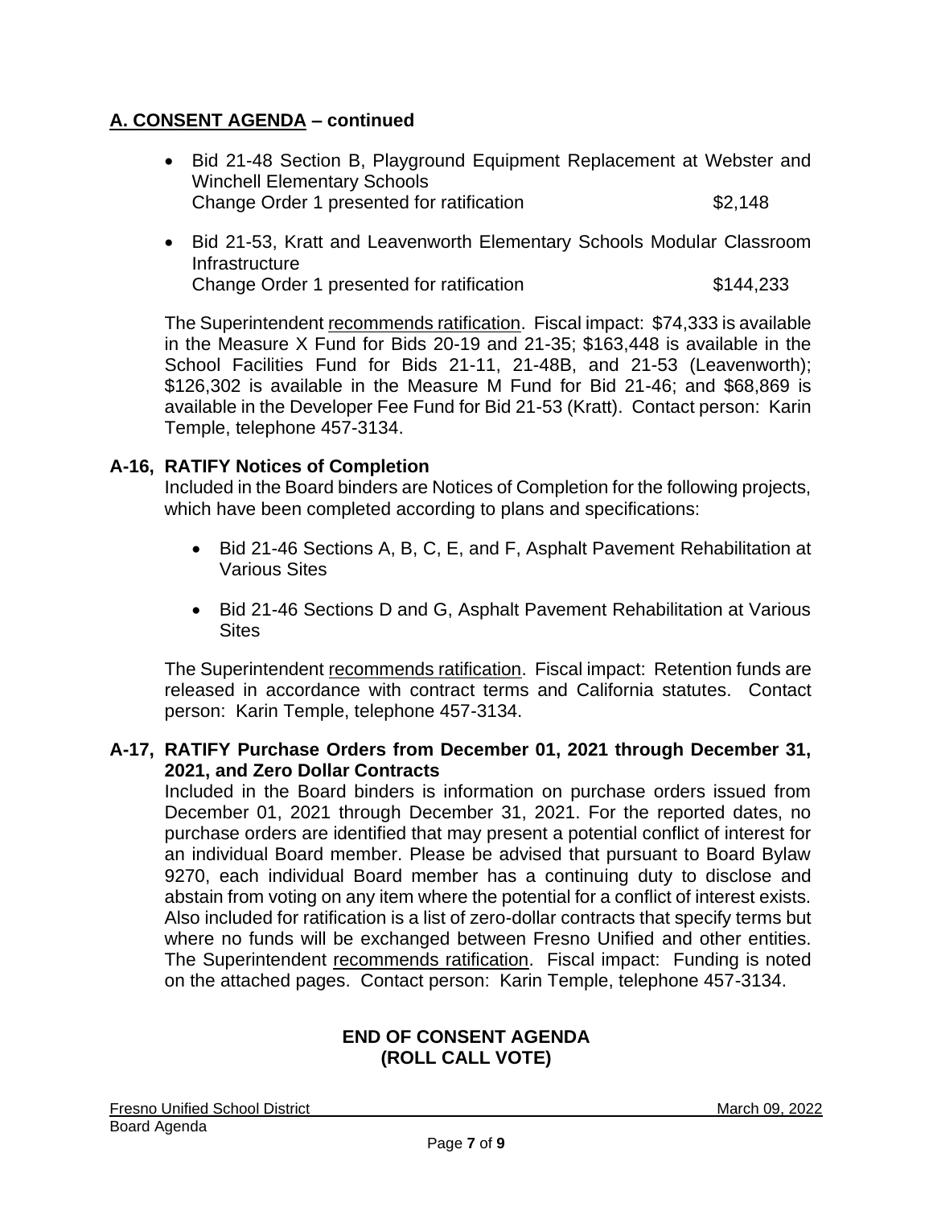## A. CONSENT AGENDA – continued

- Bid 21-48 Section B, Playground Equipment Replacement at Webster and Winchell Elementary Schools
  Change Order 1 presented for ratification $2,148
- Bid 21-53, Kratt and Leavenworth Elementary Schools Modular Classroom Infrastructure
  Change Order 1 presented for ratification $144,233

The Superintendent recommends ratification. Fiscal impact: $74,333 is available in the Measure X Fund for Bids 20-19 and 21-35; $163,448 is available in the School Facilities Fund for Bids 21-11, 21-48B, and 21-53 (Leavenworth); $126,302 is available in the Measure M Fund for Bid 21-46; and $68,869 is available in the Developer Fee Fund for Bid 21-53 (Kratt). Contact person: Karin Temple, telephone 457-3134.

### A-16, RATIFY Notices of Completion

Included in the Board binders are Notices of Completion for the following projects, which have been completed according to plans and specifications:

- Bid 21-46 Sections A, B, C, E, and F, Asphalt Pavement Rehabilitation at Various Sites
- Bid 21-46 Sections D and G, Asphalt Pavement Rehabilitation at Various Sites

The Superintendent recommends ratification. Fiscal impact: Retention funds are released in accordance with contract terms and California statutes. Contact person: Karin Temple, telephone 457-3134.

### A-17, RATIFY Purchase Orders from December 01, 2021 through December 31, 2021, and Zero Dollar Contracts

Included in the Board binders is information on purchase orders issued from December 01, 2021 through December 31, 2021. For the reported dates, no purchase orders are identified that may present a potential conflict of interest for an individual Board member. Please be advised that pursuant to Board Bylaw 9270, each individual Board member has a continuing duty to disclose and abstain from voting on any item where the potential for a conflict of interest exists. Also included for ratification is a list of zero-dollar contracts that specify terms but where no funds will be exchanged between Fresno Unified and other entities. The Superintendent recommends ratification. Fiscal impact: Funding is noted on the attached pages. Contact person: Karin Temple, telephone 457-3134.

**END OF CONSENT AGENDA**
**(ROLL CALL VOTE)**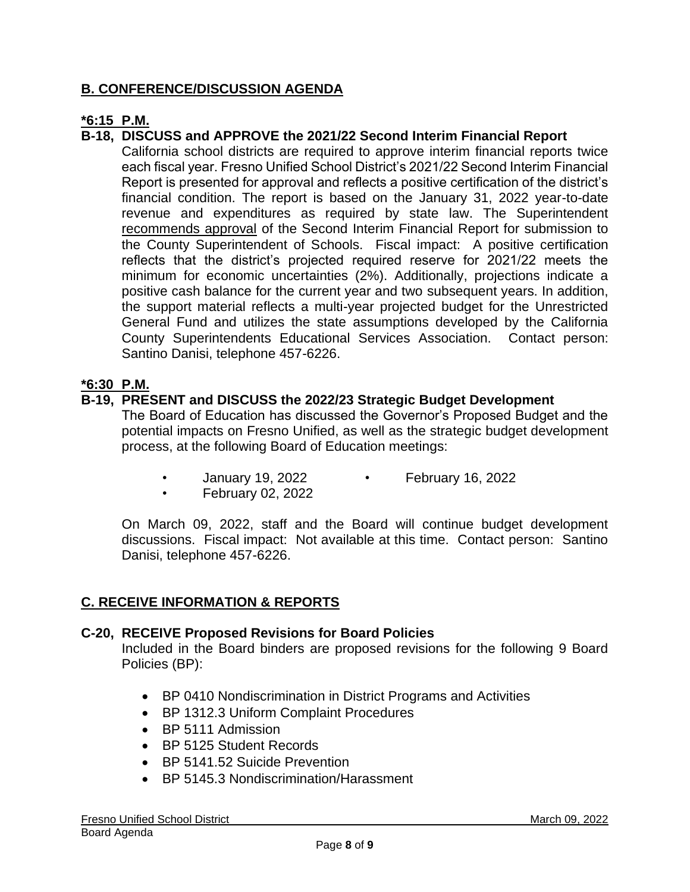## B. CONFERENCE/DISCUSSION AGENDA

**\*6:15 P.M.**

**B-18, DISCUSS and APPROVE the 2021/22 Second Interim Financial Report**

California school districts are required to approve interim financial reports twice each fiscal year. Fresno Unified School District's 2021/22 Second Interim Financial Report is presented for approval and reflects a positive certification of the district's financial condition. The report is based on the January 31, 2022 year-to-date revenue and expenditures as required by state law. The Superintendent recommends approval of the Second Interim Financial Report for submission to the County Superintendent of Schools. Fiscal impact: A positive certification reflects that the district's projected required reserve for 2021/22 meets the minimum for economic uncertainties (2%). Additionally, projections indicate a positive cash balance for the current year and two subsequent years. In addition, the support material reflects a multi-year projected budget for the Unrestricted General Fund and utilizes the state assumptions developed by the California County Superintendents Educational Services Association. Contact person: Santino Danisi, telephone 457-6226.

**\*6:30 P.M.**

**B-19, PRESENT and DISCUSS the 2022/23 Strategic Budget Development**

The Board of Education has discussed the Governor's Proposed Budget and the potential impacts on Fresno Unified, as well as the strategic budget development process, at the following Board of Education meetings:

- January 19, 2022
- February 02, 2022
- February 16, 2022

On March 09, 2022, staff and the Board will continue budget development discussions. Fiscal impact: Not available at this time. Contact person: Santino Danisi, telephone 457-6226.

## C. RECEIVE INFORMATION & REPORTS

**C-20, RECEIVE Proposed Revisions for Board Policies**

Included in the Board binders are proposed revisions for the following 9 Board Policies (BP):

- BP 0410 Nondiscrimination in District Programs and Activities
- BP 1312.3 Uniform Complaint Procedures
- BP 5111 Admission
- BP 5125 Student Records
- BP 5141.52 Suicide Prevention
- BP 5145.3 Nondiscrimination/Harassment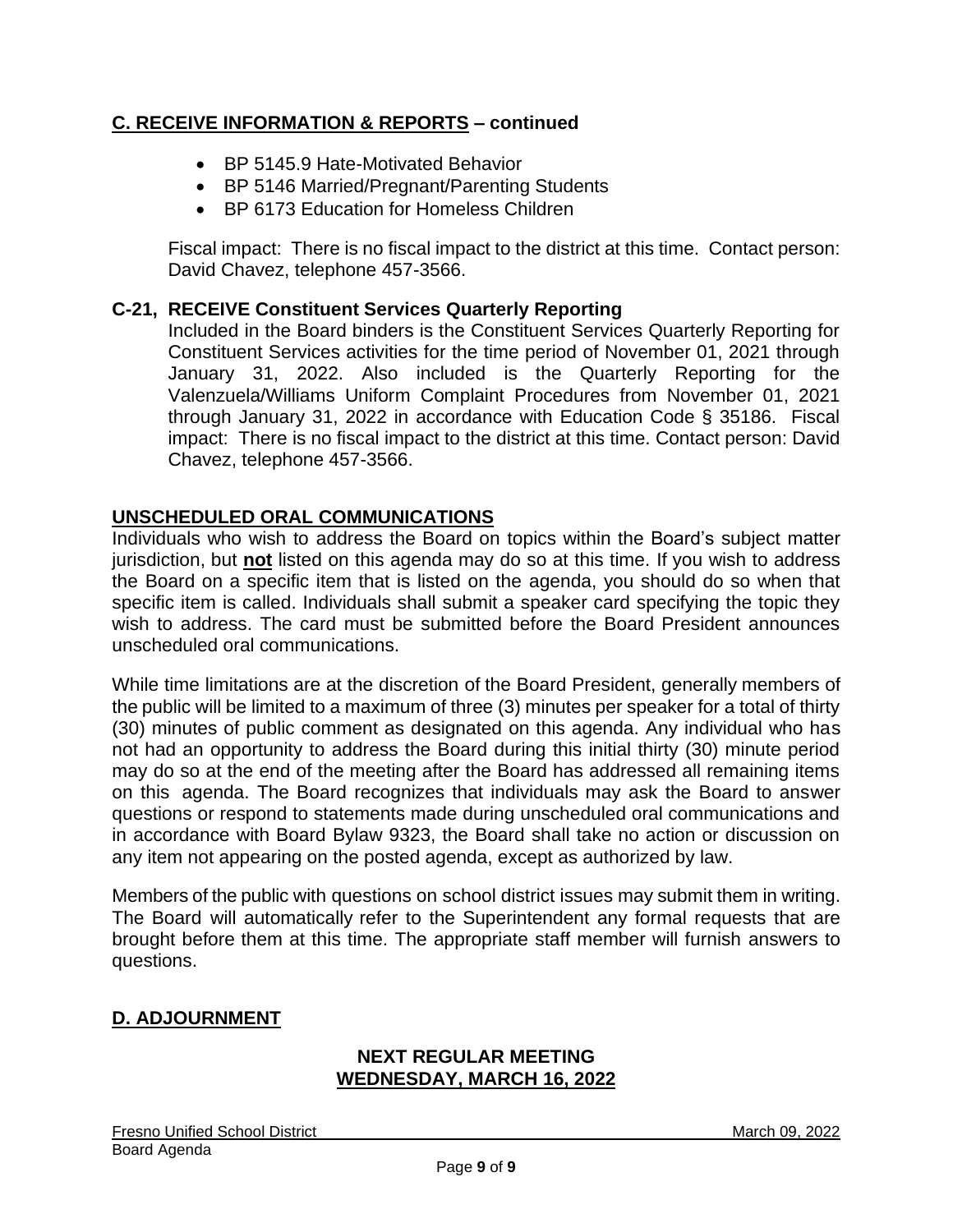## C. RECEIVE INFORMATION & REPORTS – continued

- BP 5145.9 Hate-Motivated Behavior
- BP 5146 Married/Pregnant/Parenting Students
- BP 6173 Education for Homeless Children

Fiscal impact: There is no fiscal impact to the district at this time. Contact person: David Chavez, telephone 457-3566.

### C-21, RECEIVE Constituent Services Quarterly Reporting

Included in the Board binders is the Constituent Services Quarterly Reporting for Constituent Services activities for the time period of November 01, 2021 through January 31, 2022. Also included is the Quarterly Reporting for the Valenzuela/Williams Uniform Complaint Procedures from November 01, 2021 through January 31, 2022 in accordance with Education Code § 35186. Fiscal impact: There is no fiscal impact to the district at this time. Contact person: David Chavez, telephone 457-3566.

## UNSCHEDULED ORAL COMMUNICATIONS

Individuals who wish to address the Board on topics within the Board's subject matter jurisdiction, but **not** listed on this agenda may do so at this time. If you wish to address the Board on a specific item that is listed on the agenda, you should do so when that specific item is called. Individuals shall submit a speaker card specifying the topic they wish to address. The card must be submitted before the Board President announces unscheduled oral communications.

While time limitations are at the discretion of the Board President, generally members of the public will be limited to a maximum of three (3) minutes per speaker for a total of thirty (30) minutes of public comment as designated on this agenda. Any individual who has not had an opportunity to address the Board during this initial thirty (30) minute period may do so at the end of the meeting after the Board has addressed all remaining items on this agenda. The Board recognizes that individuals may ask the Board to answer questions or respond to statements made during unscheduled oral communications and in accordance with Board Bylaw 9323, the Board shall take no action or discussion on any item not appearing on the posted agenda, except as authorized by law.

Members of the public with questions on school district issues may submit them in writing. The Board will automatically refer to the Superintendent any formal requests that are brought before them at this time. The appropriate staff member will furnish answers to questions.

## D. ADJOURNMENT

**NEXT REGULAR MEETING**
**WEDNESDAY, MARCH 16, 2022**